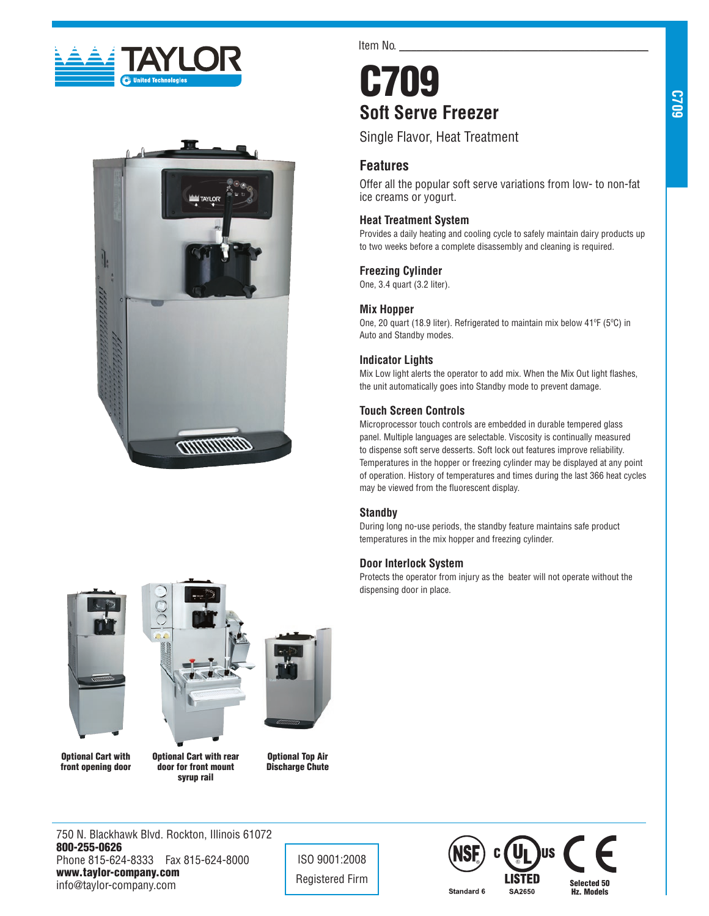Item No. ____________________

# C709

## Soft Serve Freezer

Single Flavor, Heat Treatment

### Features

Offer all the popular soft serve variations from low- to non-fat ice creams or yogurt.

**Heat Treatment System**

Provides a daily heating and cooling cycle to safely maintain dairy products up to two weeks before a complete disassembly and cleaning is required.

**Freezing Cylinder**

One, 3.4 quart (3.2 liter).

**Mix Hopper**

One, 20 quart (18.9 liter). Refrigerated to maintain mix below 41ºF (5ºC) in Auto and Standby modes.

**Indicator Lights**

Mix Low light alerts the operator to add mix. When the Mix Out light flashes, the unit automatically goes into Standby mode to prevent damage.

**Touch Screen Controls**

Microprocessor touch controls are embedded in durable tempered glass panel. Multiple languages are selectable. Viscosity is continually measured to dispense soft serve desserts. Soft lock out features improve reliability. Temperatures in the hopper or freezing cylinder may be displayed at any point of operation. History of temperatures and times during the last 366 heat cycles may be viewed from the fluorescent display.

**Standby**

During long no-use periods, the standby feature maintains safe product temperatures in the mix hopper and freezing cylinder.

**Door Interlock System**

Protects the operator from injury as the beater will not operate without the dispensing door in place.

**Optional Cart with front opening door**

**Optional Cart with rear door for front mount syrup rail**

**Optional Top Air Discharge Chute**

750 N. Blackhawk Blvd. Rockton, Illinois 61072
**800-255-0626**
Phone 815-624-8333 Fax 815-624-8000
**www.taylor-company.com**
info@taylor-company.com

ISO 9001:2008
Registered Firm

NSF Standard 6 — c UL us LISTED SA2650 — CE Selected 50 Hz. Models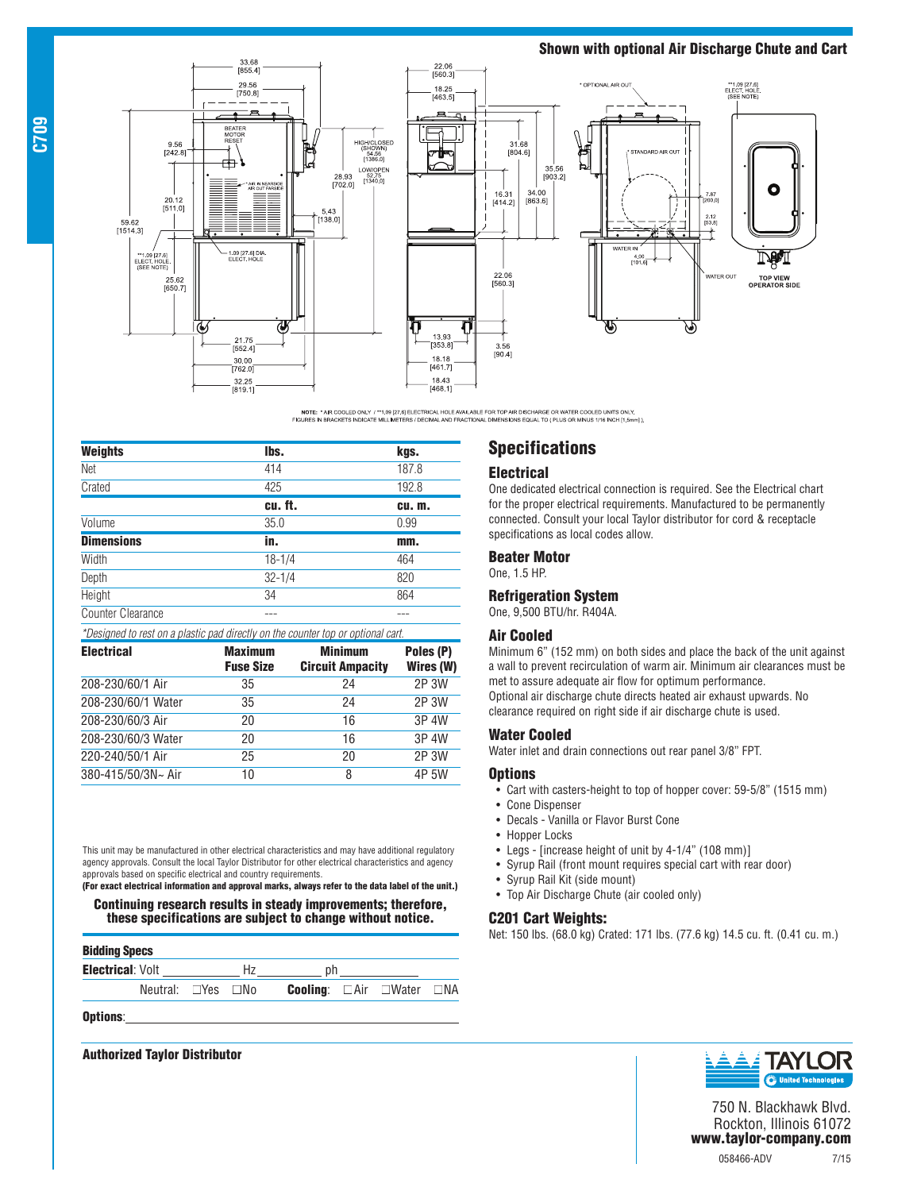**Shown with optional Air Discharge Chute and Cart**

33.68
[855.4]
29.56
[750.8]
9.56
[242.8]
BEATER MOTOR RESET
20.12
[511.0]
59.62
[1514.3]
**1.09 [27.6] ELECT. HOLE (SEE NOTE)
25.62
[650.7]
*AIR IN NEARSIDE AIR OUT FARSIDE
1.09 [27.6] DIA. ELECT. HOLE
28.93
[702.0]
5.43
[138.0]
HIGH/CLOSED (SHOWN) 54.56 [1386.0]
LOW/OPEN 52.75 [1340.0]
21.75
[552.4]
30.00
[762.0]
32.25
[819.1]
22.06
[560.3]
18.25
[463.5]
31.68
[804.6]
35.56
[903.2]
16.31
[414.2]
34.00
[863.6]
22.06
[560.3]
13.93
[353.8]
18.18
[461.7]
18.43
[468.1]
3.56
[90.4]
* OPTIONAL AIR OUT
* STANDARD AIR OUT
WATER IN
4.00
[101.6]
7.87
[200.0]
2.12
[53.8]
WATER OUT
**1.09 [27.6] ELECT. HOLE (SEE NOTE)
TOP VIEW OPERATOR SIDE

NOTE: * AIR COOLED ONLY / **1.09 [27.6] ELECTRICAL HOLE AVAILABLE FOR TOP AIR DISCHARGE OR WATER COOLED UNITS ONLY.
FIGURES IN BRACKETS INDICATE MILLIMETERS / DECIMAL AND FRACTIONAL DIMENSIONS EQUAL TO ( PLUS OR MINUS 1/16 INCH [1,5mm] ).

| Weights | lbs. | kgs. |
|---|---|---|
| Net | 414 | 187.8 |
| Crated | 425 | 192.8 |
| | **cu. ft.** | **cu. m.** |
| Volume | 35.0 | 0.99 |
| **Dimensions** | **in.** | **mm.** |
| Width | 18-1/4 | 464 |
| Depth | 32-1/4 | 820 |
| Height | 34 | 864 |
| Counter Clearance | --- | --- |

*Designed to rest on a plastic pad directly on the counter top or optional cart.*

| Electrical | Maximum Fuse Size | Minimum Circuit Ampacity | Poles (P) Wires (W) |
|---|---|---|---|
| 208-230/60/1 Air | 35 | 24 | 2P 3W |
| 208-230/60/1 Water | 35 | 24 | 2P 3W |
| 208-230/60/3 Air | 20 | 16 | 3P 4W |
| 208-230/60/3 Water | 20 | 16 | 3P 4W |
| 220-240/50/1 Air | 25 | 20 | 2P 3W |
| 380-415/50/3N~ Air | 10 | 8 | 4P 5W |

This unit may be manufactured in other electrical characteristics and may have additional regulatory agency approvals. Consult the local Taylor Distributor for other electrical characteristics and agency approvals based on specific electrical and country requirements.
**(For exact electrical information and approval marks, always refer to the data label of the unit.)**

**Continuing research results in steady improvements; therefore, these specifications are subject to change without notice.**

## Specifications

### Electrical

One dedicated electrical connection is required. See the Electrical chart for the proper electrical requirements. Manufactured to be permanently connected. Consult your local Taylor distributor for cord & receptacle specifications as local codes allow.

### Beater Motor

One, 1.5 HP.

### Refrigeration System

One, 9,500 BTU/hr. R404A.

### Air Cooled

Minimum 6" (152 mm) on both sides and place the back of the unit against a wall to prevent recirculation of warm air. Minimum air clearances must be met to assure adequate air flow for optimum performance.
Optional air discharge chute directs heated air exhaust upwards. No clearance required on right side if air discharge chute is used.

### Water Cooled

Water inlet and drain connections out rear panel 3/8" FPT.

### Options

- Cart with casters-height to top of hopper cover: 59-5/8" (1515 mm)
- Cone Dispenser
- Decals - Vanilla or Flavor Burst Cone
- Hopper Locks
- Legs - [increase height of unit by 4-1/4" (108 mm)]
- Syrup Rail (front mount requires special cart with rear door)
- Syrup Rail Kit (side mount)
- Top Air Discharge Chute (air cooled only)

### C201 Cart Weights:

Net: 150 lbs. (68.0 kg) Crated: 171 lbs. (77.6 kg) 14.5 cu. ft. (0.41 cu. m.)

**Bidding Specs**

**Electrical**: Volt ________ Hz ________ ph ________

Neutral: ☐Yes ☐No **Cooling**: ☐Air ☐Water ☐NA

**Options**: ________

**Authorized Taylor Distributor**

TAYLOR
United Technologies

750 N. Blackhawk Blvd.
Rockton, Illinois 61072
**www.taylor-company.com**

058466-ADV 7/15